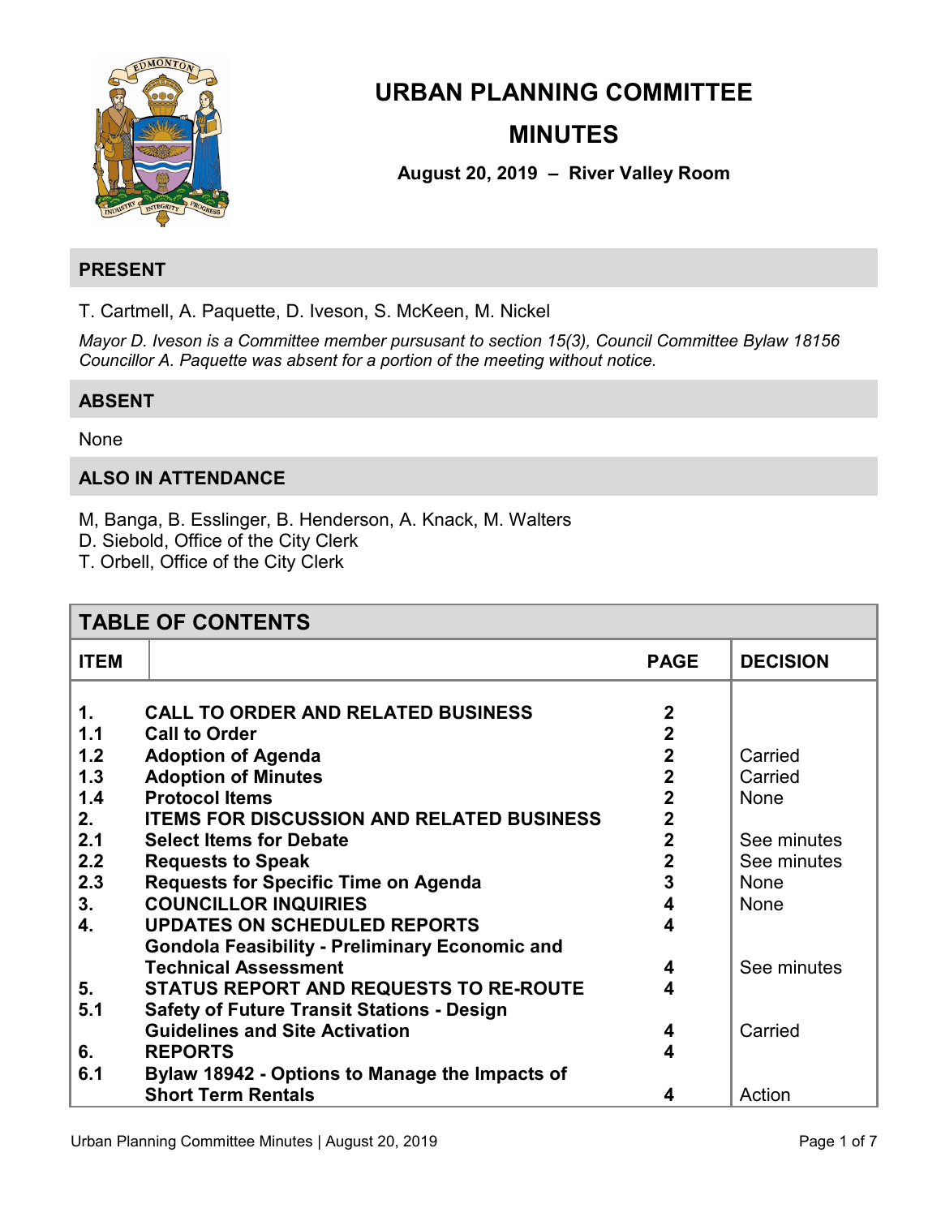# URBAN PLANNING COMMITTEE

# MINUTES

**August 20, 2019 – River Valley Room**

## PRESENT

T. Cartmell, A. Paquette, D. Iveson, S. McKeen, M. Nickel

*Mayor D. Iveson is a Committee member pursuant to section 15(3), Council Committee Bylaw 18156*
*Councillor A. Paquette was absent for a portion of the meeting without notice.*

## ABSENT

None

## ALSO IN ATTENDANCE

M, Banga, B. Esslinger, B. Henderson, A. Knack, M. Walters
D. Siebold, Office of the City Clerk
T. Orbell, Office of the City Clerk

## TABLE OF CONTENTS

| ITEM | | PAGE | DECISION |
|---|---|---|---|
| **1.** | **CALL TO ORDER AND RELATED BUSINESS** | **2** | |
| **1.1** | **Call to Order** | **2** | |
| **1.2** | **Adoption of Agenda** | **2** | Carried |
| **1.3** | **Adoption of Minutes** | **2** | Carried |
| **1.4** | **Protocol Items** | **2** | None |
| **2.** | **ITEMS FOR DISCUSSION AND RELATED BUSINESS** | **2** | |
| **2.1** | **Select Items for Debate** | **2** | See minutes |
| **2.2** | **Requests to Speak** | **2** | See minutes |
| **2.3** | **Requests for Specific Time on Agenda** | **3** | None |
| **3.** | **COUNCILLOR INQUIRIES** | **4** | None |
| **4.** | **UPDATES ON SCHEDULED REPORTS** | **4** | |
| | **Gondola Feasibility - Preliminary Economic and Technical Assessment** | **4** | See minutes |
| **5.** | **STATUS REPORT AND REQUESTS TO RE-ROUTE** | **4** | |
| **5.1** | **Safety of Future Transit Stations - Design Guidelines and Site Activation** | **4** | Carried |
| **6.** | **REPORTS** | **4** | |
| **6.1** | **Bylaw 18942 - Options to Manage the Impacts of Short Term Rentals** | **4** | Action |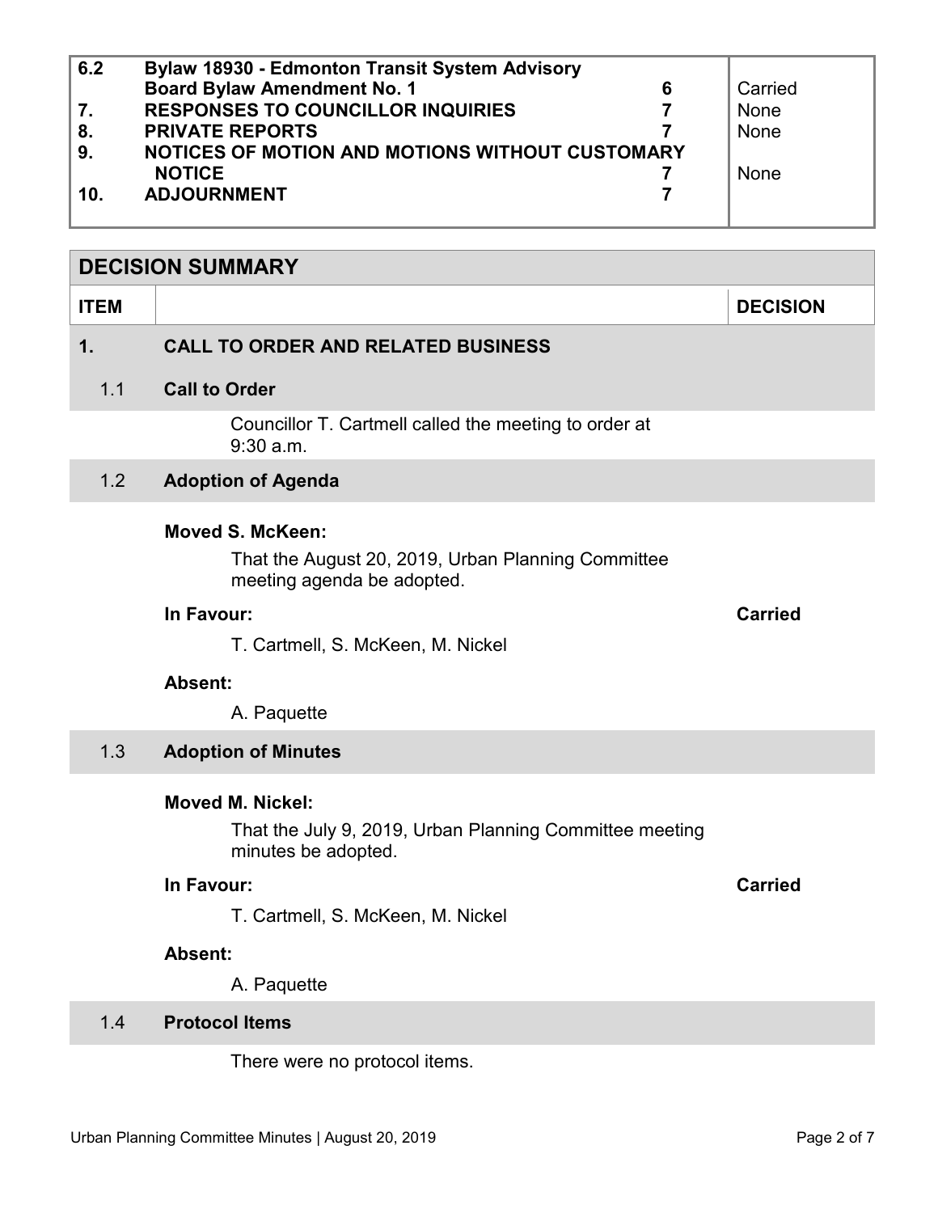| | | | |
|---|---|---|---|
| **6.2** | **Bylaw 18930 - Edmonton Transit System Advisory Board Bylaw Amendment No. 1** | **6** | Carried |
| **7.** | **RESPONSES TO COUNCILLOR INQUIRIES** | **7** | None |
| **8.** | **PRIVATE REPORTS** | **7** | None |
| **9.** | **NOTICES OF MOTION AND MOTIONS WITHOUT CUSTOMARY NOTICE** | **7** | None |
| **10.** | **ADJOURNMENT** | **7** | |

## DECISION SUMMARY

| ITEM | | DECISION |
|---|---|---|

### 1. CALL TO ORDER AND RELATED BUSINESS

#### 1.1 Call to Order

Councillor T. Cartmell called the meeting to order at 9:30 a.m.

#### 1.2 Adoption of Agenda

**Moved S. McKeen:**

That the August 20, 2019, Urban Planning Committee meeting agenda be adopted.

**In Favour:** **Carried**

T. Cartmell, S. McKeen, M. Nickel

**Absent:**

A. Paquette

#### 1.3 Adoption of Minutes

**Moved M. Nickel:**

That the July 9, 2019, Urban Planning Committee meeting minutes be adopted.

**In Favour:** **Carried**

T. Cartmell, S. McKeen, M. Nickel

**Absent:**

A. Paquette

#### 1.4 Protocol Items

There were no protocol items.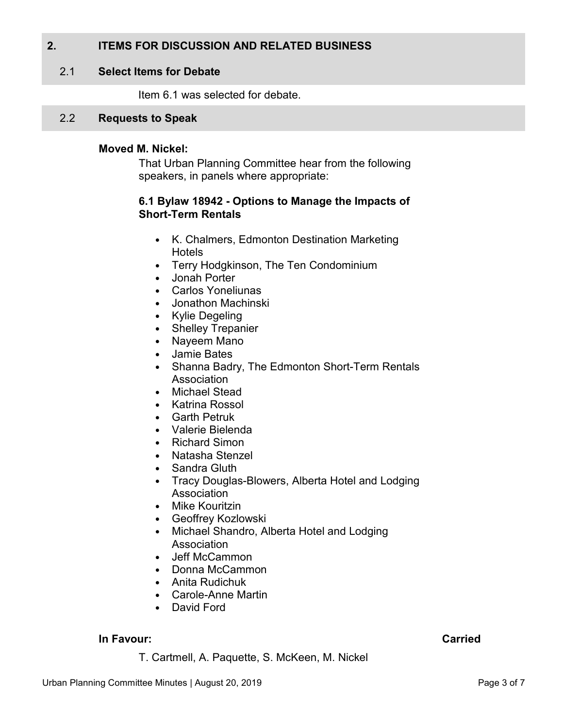## 2. ITEMS FOR DISCUSSION AND RELATED BUSINESS

### 2.1 Select Items for Debate

Item 6.1 was selected for debate.

### 2.2 Requests to Speak

**Moved M. Nickel:**

That Urban Planning Committee hear from the following speakers, in panels where appropriate:

**6.1 Bylaw 18942 - Options to Manage the Impacts of Short-Term Rentals**

- K. Chalmers, Edmonton Destination Marketing Hotels
- Terry Hodgkinson, The Ten Condominium
- Jonah Porter
- Carlos Yoneliunas
- Jonathon Machinski
- Kylie Degeling
- Shelley Trepanier
- Nayeem Mano
- Jamie Bates
- Shanna Badry, The Edmonton Short-Term Rentals Association
- Michael Stead
- Katrina Rossol
- Garth Petruk
- Valerie Bielenda
- Richard Simon
- Natasha Stenzel
- Sandra Gluth
- Tracy Douglas-Blowers, Alberta Hotel and Lodging Association
- Mike Kouritzin
- Geoffrey Kozlowski
- Michael Shandro, Alberta Hotel and Lodging Association
- Jeff McCammon
- Donna McCammon
- Anita Rudichuk
- Carole-Anne Martin
- David Ford

**In Favour:** **Carried**

T. Cartmell, A. Paquette, S. McKeen, M. Nickel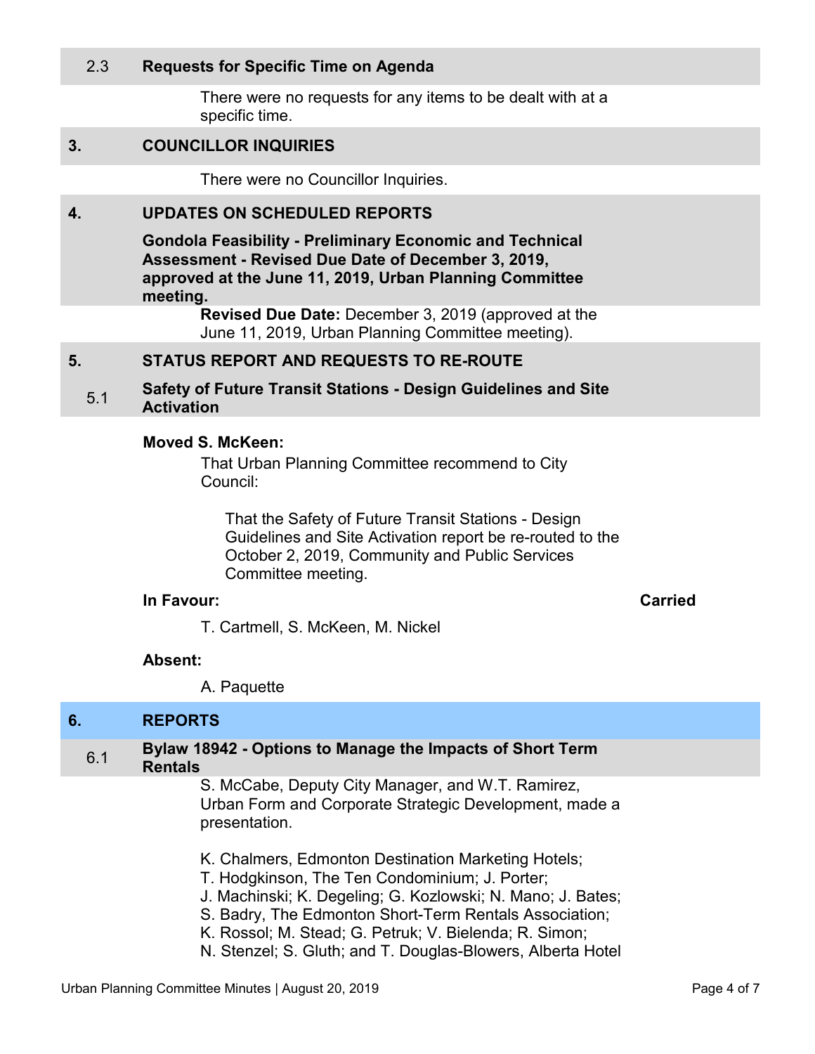### 2.3 Requests for Specific Time on Agenda

There were no requests for any items to be dealt with at a specific time.

## 3. COUNCILLOR INQUIRIES

There were no Councillor Inquiries.

## 4. UPDATES ON SCHEDULED REPORTS

**Gondola Feasibility - Preliminary Economic and Technical Assessment - Revised Due Date of December 3, 2019, approved at the June 11, 2019, Urban Planning Committee meeting.**

**Revised Due Date:** December 3, 2019 (approved at the June 11, 2019, Urban Planning Committee meeting).

## 5. STATUS REPORT AND REQUESTS TO RE-ROUTE

### 5.1 Safety of Future Transit Stations - Design Guidelines and Site Activation

**Moved S. McKeen:**

That Urban Planning Committee recommend to City Council:

> That the Safety of Future Transit Stations - Design Guidelines and Site Activation report be re-routed to the October 2, 2019, Community and Public Services Committee meeting.

**In Favour:** **Carried**

T. Cartmell, S. McKeen, M. Nickel

**Absent:**

A. Paquette

## 6. REPORTS

### 6.1 Bylaw 18942 - Options to Manage the Impacts of Short Term Rentals

S. McCabe, Deputy City Manager, and W.T. Ramirez, Urban Form and Corporate Strategic Development, made a presentation.

K. Chalmers, Edmonton Destination Marketing Hotels;
T. Hodgkinson, The Ten Condominium; J. Porter;
J. Machinski; K. Degeling; G. Kozlowski; N. Mano; J. Bates;
S. Badry, The Edmonton Short-Term Rentals Association;
K. Rossol; M. Stead; G. Petruk; V. Bielenda; R. Simon;
N. Stenzel; S. Gluth; and T. Douglas-Blowers, Alberta Hotel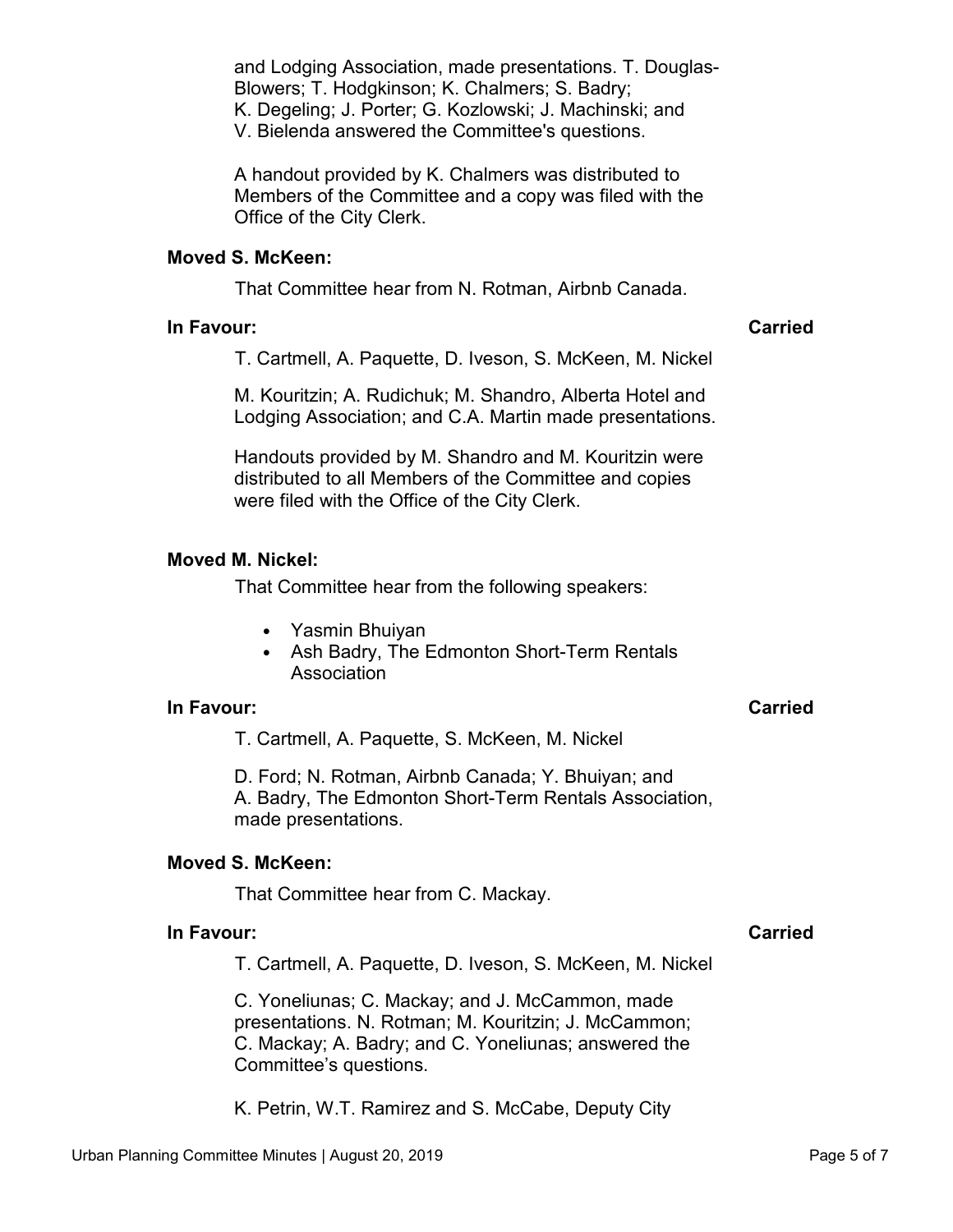and Lodging Association, made presentations. T. Douglas-Blowers; T. Hodgkinson; K. Chalmers; S. Badry; K. Degeling; J. Porter; G. Kozlowski; J. Machinski; and V. Bielenda answered the Committee's questions.

A handout provided by K. Chalmers was distributed to Members of the Committee and a copy was filed with the Office of the City Clerk.

**Moved S. McKeen:**

That Committee hear from N. Rotman, Airbnb Canada.

**In Favour:** **Carried**

T. Cartmell, A. Paquette, D. Iveson, S. McKeen, M. Nickel

M. Kouritzin; A. Rudichuk; M. Shandro, Alberta Hotel and Lodging Association; and C.A. Martin made presentations.

Handouts provided by M. Shandro and M. Kouritzin were distributed to all Members of the Committee and copies were filed with the Office of the City Clerk.

**Moved M. Nickel:**

That Committee hear from the following speakers:

- Yasmin Bhuiyan
- Ash Badry, The Edmonton Short-Term Rentals Association

**In Favour:** **Carried**

T. Cartmell, A. Paquette, S. McKeen, M. Nickel

D. Ford; N. Rotman, Airbnb Canada; Y. Bhuiyan; and A. Badry, The Edmonton Short-Term Rentals Association, made presentations.

**Moved S. McKeen:**

That Committee hear from C. Mackay.

**In Favour:** **Carried**

T. Cartmell, A. Paquette, D. Iveson, S. McKeen, M. Nickel

C. Yoneliunas; C. Mackay; and J. McCammon, made presentations. N. Rotman; M. Kouritzin; J. McCammon; C. Mackay; A. Badry; and C. Yoneliunas; answered the Committee's questions.

K. Petrin, W.T. Ramirez and S. McCabe, Deputy City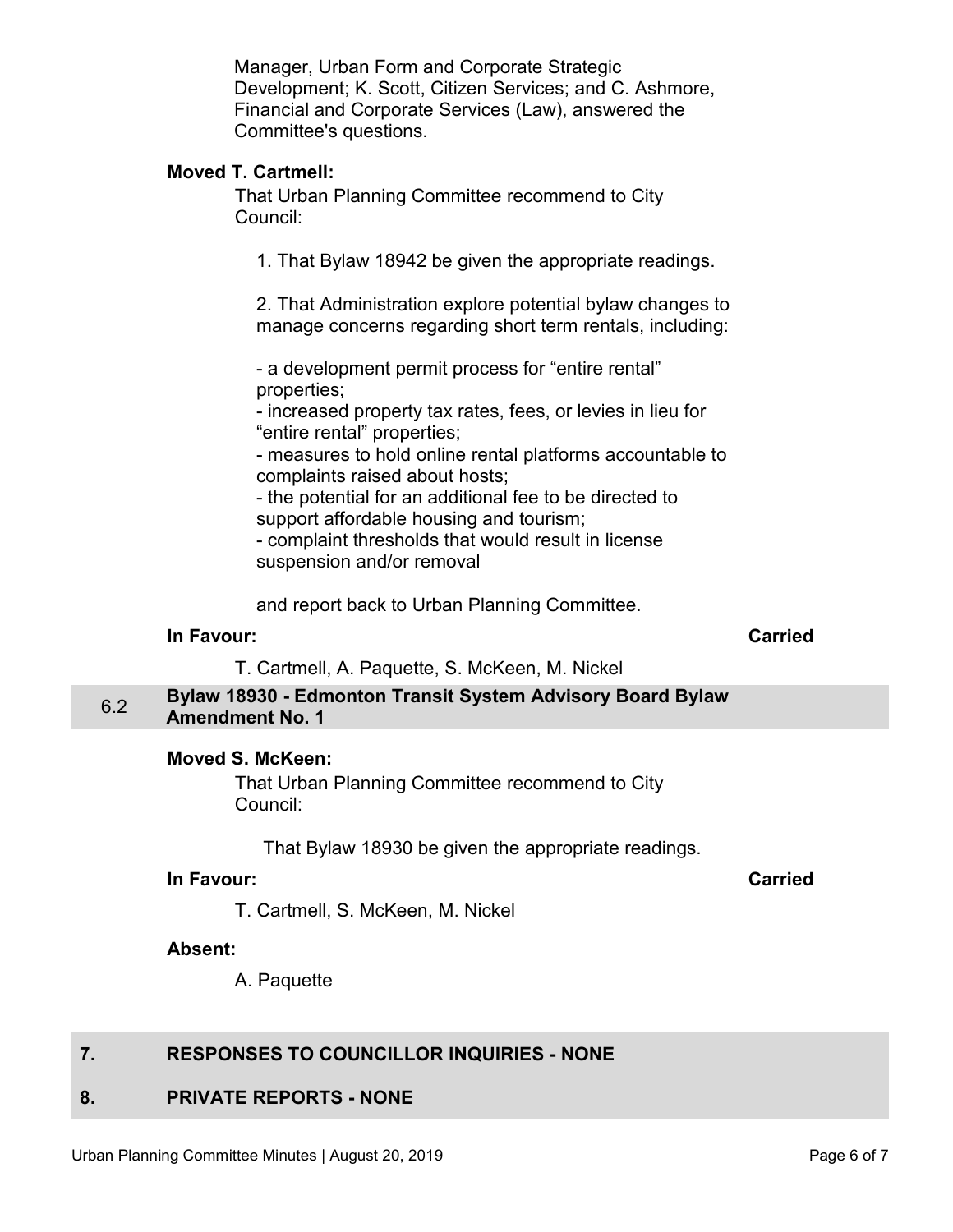Manager, Urban Form and Corporate Strategic Development; K. Scott, Citizen Services; and C. Ashmore, Financial and Corporate Services (Law), answered the Committee's questions.

**Moved T. Cartmell:**

That Urban Planning Committee recommend to City Council:

1. That Bylaw 18942 be given the appropriate readings.

2. That Administration explore potential bylaw changes to manage concerns regarding short term rentals, including:

- a development permit process for “entire rental” properties;
- increased property tax rates, fees, or levies in lieu for “entire rental” properties;
- measures to hold online rental platforms accountable to complaints raised about hosts;
- the potential for an additional fee to be directed to support affordable housing and tourism;
- complaint thresholds that would result in license suspension and/or removal

and report back to Urban Planning Committee.

**In Favour:** **Carried**

T. Cartmell, A. Paquette, S. McKeen, M. Nickel

### 6.2 Bylaw 18930 - Edmonton Transit System Advisory Board Bylaw Amendment No. 1

**Moved S. McKeen:**

That Urban Planning Committee recommend to City Council:

That Bylaw 18930 be given the appropriate readings.

**In Favour:** **Carried**

T. Cartmell, S. McKeen, M. Nickel

**Absent:**

A. Paquette

## 7. RESPONSES TO COUNCILLOR INQUIRIES - NONE

## 8. PRIVATE REPORTS - NONE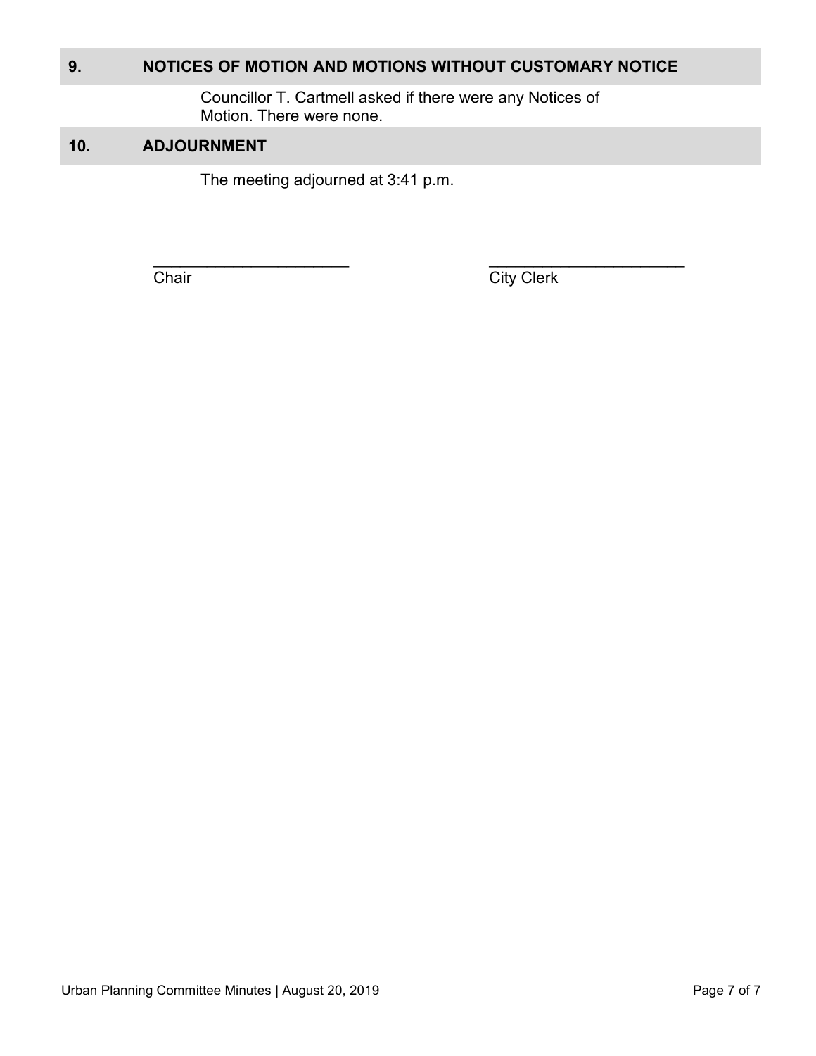## 9. NOTICES OF MOTION AND MOTIONS WITHOUT CUSTOMARY NOTICE

Councillor T. Cartmell asked if there were any Notices of Motion. There were none.

## 10. ADJOURNMENT

The meeting adjourned at 3:41 p.m.

______________________ ______________________

Chair City Clerk